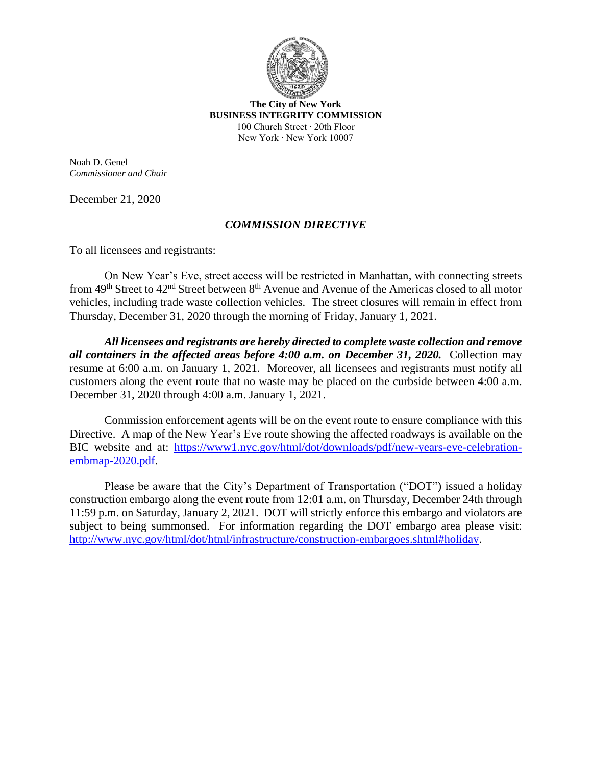**The City of New York**
**BUSINESS INTEGRITY COMMISSION**
100 Church Street · 20th Floor
New York · New York 10007

Noah D. Genel
*Commissioner and Chair*

December 21, 2020

## *COMMISSION DIRECTIVE*

To all licensees and registrants:

On New Year's Eve, street access will be restricted in Manhattan, with connecting streets from 49th Street to 42nd Street between 8th Avenue and Avenue of the Americas closed to all motor vehicles, including trade waste collection vehicles. The street closures will remain in effect from Thursday, December 31, 2020 through the morning of Friday, January 1, 2021.

***All licensees and registrants are hereby directed to complete waste collection and remove all containers in the affected areas before 4:00 a.m. on December 31, 2020.*** Collection may resume at 6:00 a.m. on January 1, 2021. Moreover, all licensees and registrants must notify all customers along the event route that no waste may be placed on the curbside between 4:00 a.m. December 31, 2020 through 4:00 a.m. January 1, 2021.

Commission enforcement agents will be on the event route to ensure compliance with this Directive. A map of the New Year's Eve route showing the affected roadways is available on the BIC website and at: https://www1.nyc.gov/html/dot/downloads/pdf/new-years-eve-celebration-embmap-2020.pdf.

Please be aware that the City's Department of Transportation ("DOT") issued a holiday construction embargo along the event route from 12:01 a.m. on Thursday, December 24th through 11:59 p.m. on Saturday, January 2, 2021. DOT will strictly enforce this embargo and violators are subject to being summonsed. For information regarding the DOT embargo area please visit: http://www.nyc.gov/html/dot/html/infrastructure/construction-embargoes.shtml#holiday.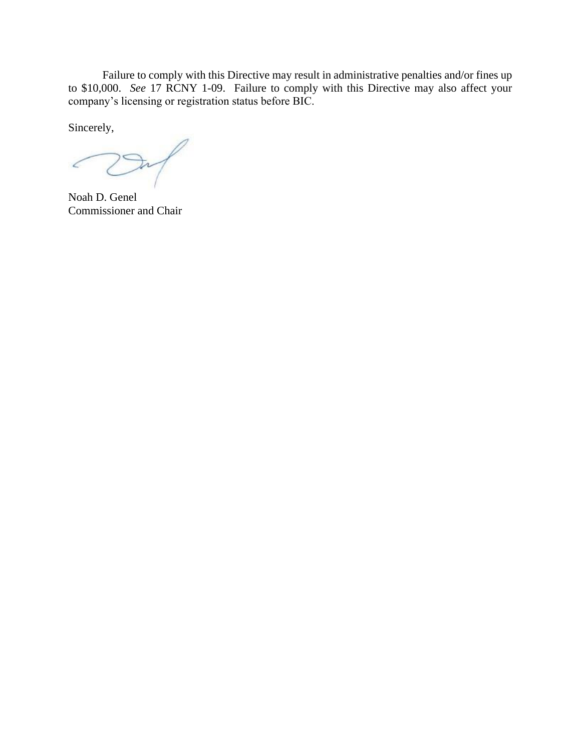Failure to comply with this Directive may result in administrative penalties and/or fines up to $10,000. *See* 17 RCNY 1-09. Failure to comply with this Directive may also affect your company's licensing or registration status before BIC.

Sincerely,

Noah D. Genel
Commissioner and Chair